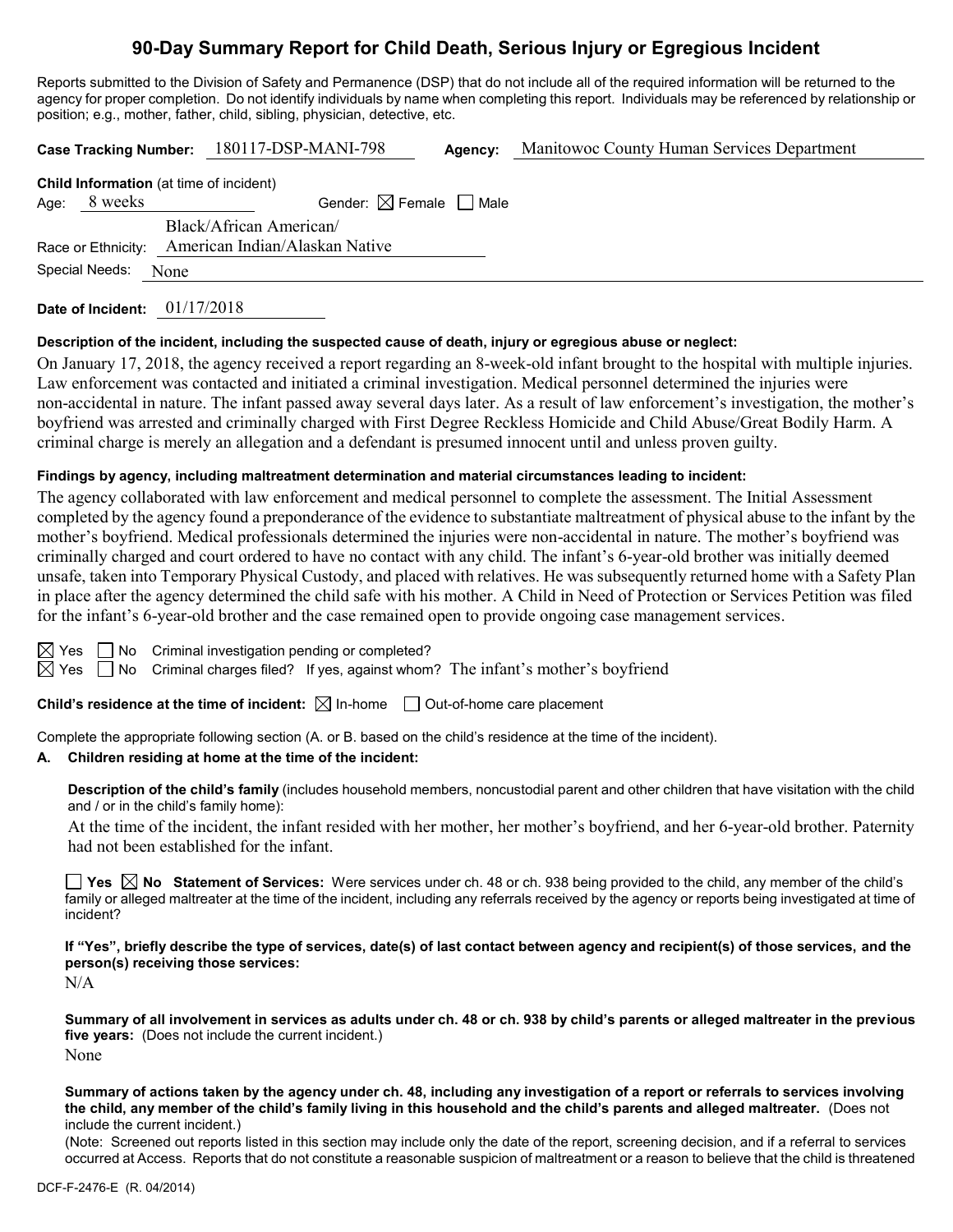# 90-Day Summary Report for Child Death, Serious Injury or Egregious Incident

Reports submitted to the Division of Safety and Permanence (DSP) that do not include all of the required information will be returned to the agency for proper completion. Do not identify individuals by name when completing this report. Individuals may be referenced by relationship or position; e.g., mother, father, child, sibling, physician, detective, etc.

**Case Tracking Number:** 180117-DSP-MANI-798 **Agency:** Manitowoc County Human Services Department

**Child Information** (at time of incident)

Age: 8 weeks Gender: ☒ Female ☐ Male

Race or Ethnicity: Black/African American/ American Indian/Alaskan Native

Special Needs: None

**Date of Incident:** 01/17/2018

**Description of the incident, including the suspected cause of death, injury or egregious abuse or neglect:**

On January 17, 2018, the agency received a report regarding an 8-week-old infant brought to the hospital with multiple injuries. Law enforcement was contacted and initiated a criminal investigation. Medical personnel determined the injuries were non-accidental in nature. The infant passed away several days later. As a result of law enforcement's investigation, the mother's boyfriend was arrested and criminally charged with First Degree Reckless Homicide and Child Abuse/Great Bodily Harm. A criminal charge is merely an allegation and a defendant is presumed innocent until and unless proven guilty.

**Findings by agency, including maltreatment determination and material circumstances leading to incident:**

The agency collaborated with law enforcement and medical personnel to complete the assessment. The Initial Assessment completed by the agency found a preponderance of the evidence to substantiate maltreatment of physical abuse to the infant by the mother's boyfriend. Medical professionals determined the injuries were non-accidental in nature. The mother's boyfriend was criminally charged and court ordered to have no contact with any child. The infant's 6-year-old brother was initially deemed unsafe, taken into Temporary Physical Custody, and placed with relatives. He was subsequently returned home with a Safety Plan in place after the agency determined the child safe with his mother. A Child in Need of Protection or Services Petition was filed for the infant's 6-year-old brother and the case remained open to provide ongoing case management services.

☒ Yes ☐ No Criminal investigation pending or completed?

☒ Yes ☐ No Criminal charges filed? If yes, against whom? The infant's mother's boyfriend

**Child's residence at the time of incident:** ☒ In-home ☐ Out-of-home care placement

Complete the appropriate following section (A. or B. based on the child's residence at the time of the incident).

**A. Children residing at home at the time of the incident:**

**Description of the child's family** (includes household members, noncustodial parent and other children that have visitation with the child and / or in the child's family home):

At the time of the incident, the infant resided with her mother, her mother's boyfriend, and her 6-year-old brother. Paternity had not been established for the infant.

☐ **Yes** ☒ **No Statement of Services:** Were services under ch. 48 or ch. 938 being provided to the child, any member of the child's family or alleged maltreater at the time of the incident, including any referrals received by the agency or reports being investigated at time of incident?

**If "Yes", briefly describe the type of services, date(s) of last contact between agency and recipient(s) of those services, and the person(s) receiving those services:**

N/A

**Summary of all involvement in services as adults under ch. 48 or ch. 938 by child's parents or alleged maltreater in the previous five years:** (Does not include the current incident.)

None

**Summary of actions taken by the agency under ch. 48, including any investigation of a report or referrals to services involving the child, any member of the child's family living in this household and the child's parents and alleged maltreater.** (Does not include the current incident.)

(Note: Screened out reports listed in this section may include only the date of the report, screening decision, and if a referral to services occurred at Access. Reports that do not constitute a reasonable suspicion of maltreatment or a reason to believe that the child is threatened

DCF-F-2476-E (R. 04/2014)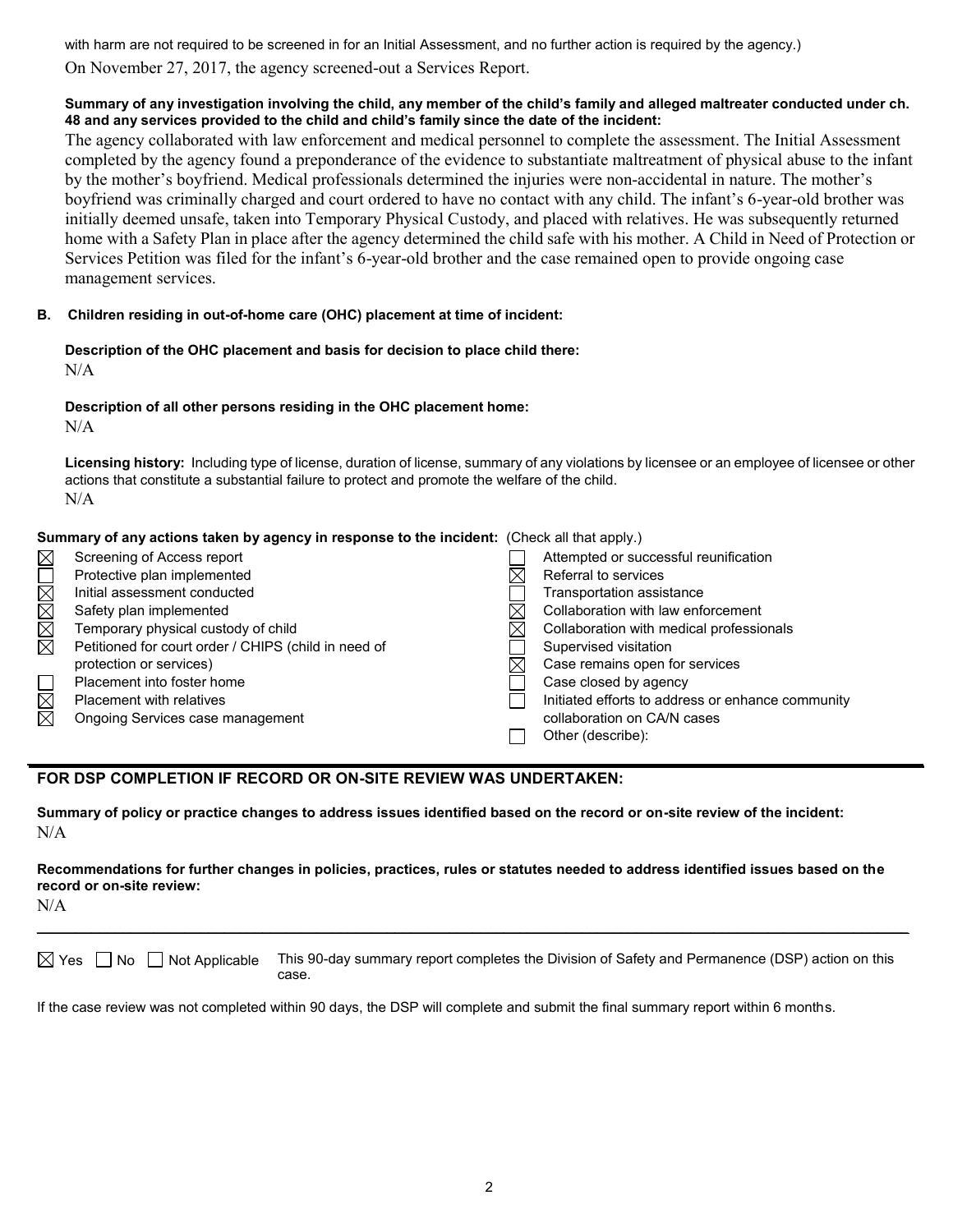with harm are not required to be screened in for an Initial Assessment, and no further action is required by the agency.)

On November 27, 2017, the agency screened-out a Services Report.

**Summary of any investigation involving the child, any member of the child's family and alleged maltreater conducted under ch. 48 and any services provided to the child and child's family since the date of the incident:**

The agency collaborated with law enforcement and medical personnel to complete the assessment. The Initial Assessment completed by the agency found a preponderance of the evidence to substantiate maltreatment of physical abuse to the infant by the mother's boyfriend. Medical professionals determined the injuries were non-accidental in nature. The mother's boyfriend was criminally charged and court ordered to have no contact with any child. The infant's 6-year-old brother was initially deemed unsafe, taken into Temporary Physical Custody, and placed with relatives. He was subsequently returned home with a Safety Plan in place after the agency determined the child safe with his mother. A Child in Need of Protection or Services Petition was filed for the infant's 6-year-old brother and the case remained open to provide ongoing case management services.

**B. Children residing in out-of-home care (OHC) placement at time of incident:**

**Description of the OHC placement and basis for decision to place child there:**
N/A

**Description of all other persons residing in the OHC placement home:**
N/A

**Licensing history:** Including type of license, duration of license, summary of any violations by licensee or an employee of licensee or other actions that constitute a substantial failure to protect and promote the welfare of the child.
N/A

**Summary of any actions taken by agency in response to the incident:** (Check all that apply.)

- [x] Screening of Access report
- [ ] Protective plan implemented
- [x] Initial assessment conducted
- [x] Safety plan implemented
- [x] Temporary physical custody of child
- [x] Petitioned for court order / CHIPS (child in need of protection or services)
- [ ] Placement into foster home
- [x] Placement with relatives
- [x] Ongoing Services case management
- [ ] Attempted or successful reunification
- [x] Referral to services
- [ ] Transportation assistance
- [x] Collaboration with law enforcement
- [x] Collaboration with medical professionals
- [ ] Supervised visitation
- [x] Case remains open for services
- [ ] Case closed by agency
- [ ] Initiated efforts to address or enhance community collaboration on CA/N cases
- [ ] Other (describe):

## FOR DSP COMPLETION IF RECORD OR ON-SITE REVIEW WAS UNDERTAKEN:

**Summary of policy or practice changes to address issues identified based on the record or on-site review of the incident:**
N/A

**Recommendations for further changes in policies, practices, rules or statutes needed to address identified issues based on the record or on-site review:**
N/A

---

[x] Yes [ ] No [ ] Not Applicable — This 90-day summary report completes the Division of Safety and Permanence (DSP) action on this case.

If the case review was not completed within 90 days, the DSP will complete and submit the final summary report within 6 months.